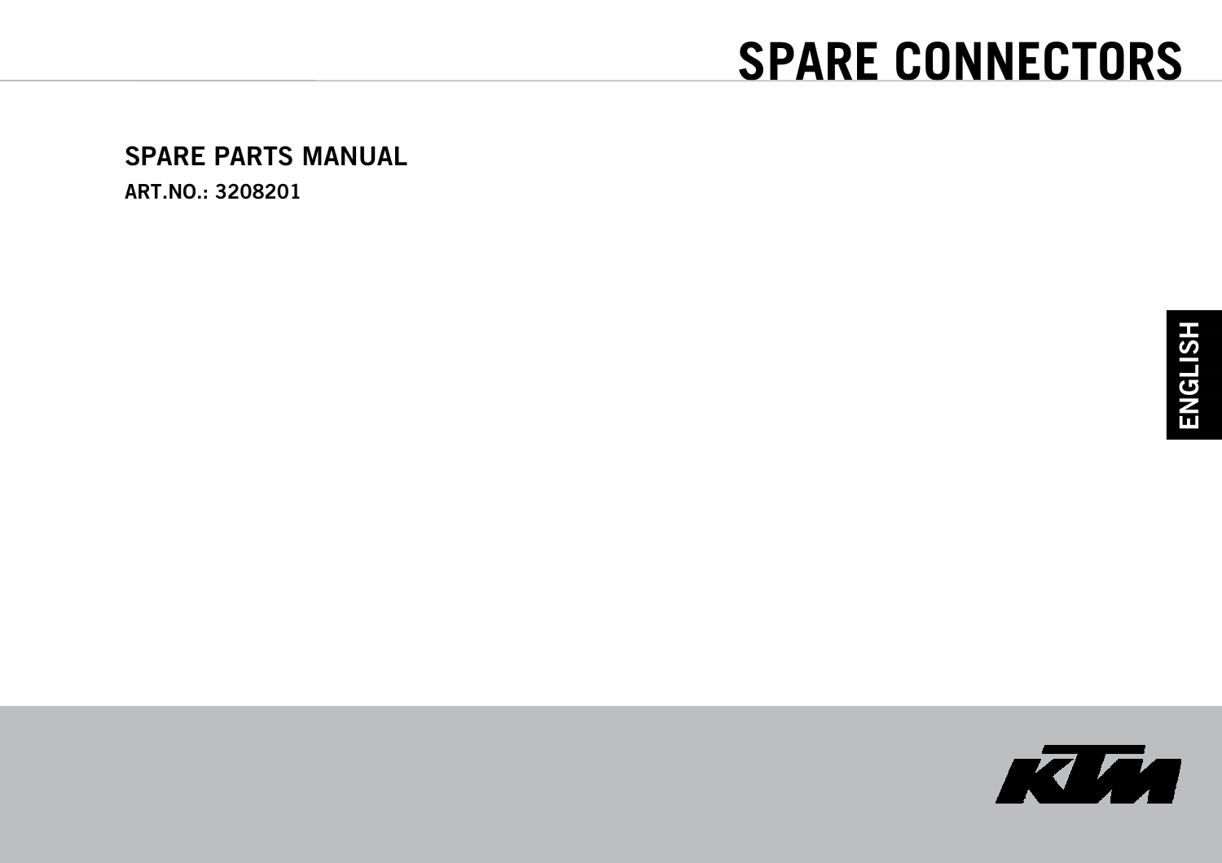# SPARE CONNECTORS

## SPARE PARTS MANUAL

**ART.NO.: 3208201**

ENGLISH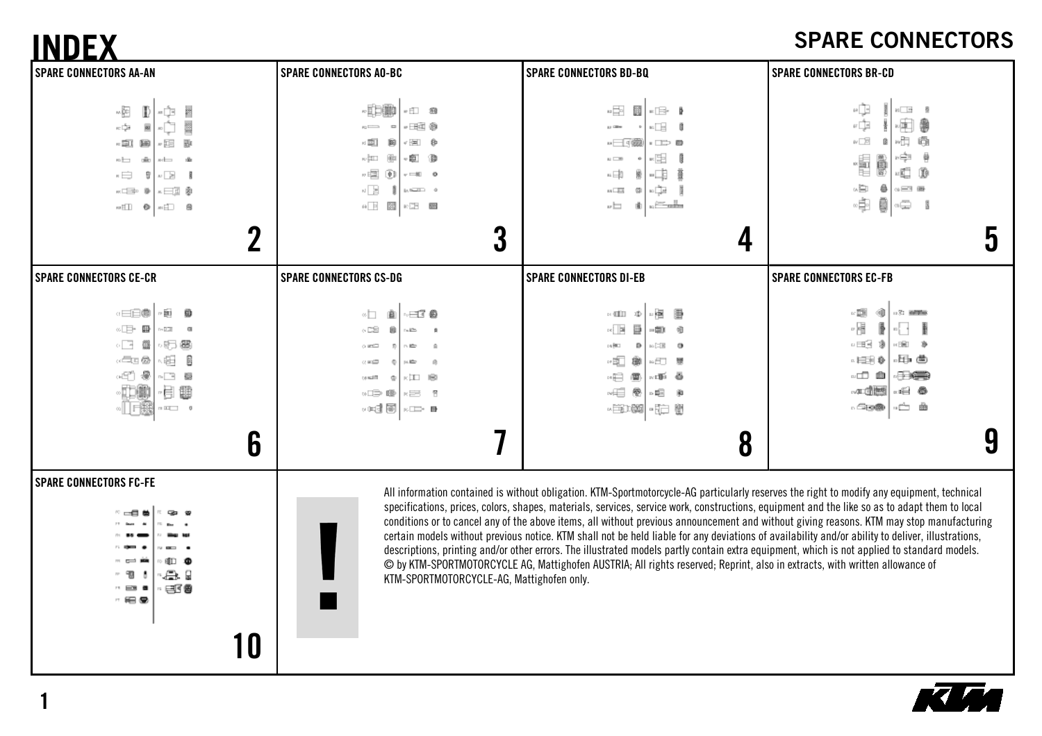# INDEX

## SPARE CONNECTORS

| SPARE CONNECTORS AA-AN | SPARE CONNECTORS AO-BC | SPARE CONNECTORS BD-BQ | SPARE CONNECTORS BR-CD |
|---|---|---|---|
| 2 | 3 | 4 | 5 |
| **SPARE CONNECTORS CE-CR** | **SPARE CONNECTORS CS-DG** | **SPARE CONNECTORS DI-EB** | **SPARE CONNECTORS EC-FB** |
| 6 | 7 | 8 | 9 |
| **SPARE CONNECTORS FC-FE** | | | |
| 10 | | | |

!

All information contained is without obligation. KTM-Sportmotorcycle-AG particularly reserves the right to modify any equipment, technical specifications, prices, colors, shapes, materials, services, service work, constructions, equipment and the like so as to adapt them to local conditions or to cancel any of the above items, all without previous announcement and without giving reasons. KTM may stop manufacturing certain models without previous notice. KTM shall not be held liable for any deviations of availability and/or ability to deliver, illustrations, descriptions, printing and/or other errors. The illustrated models partly contain extra equipment, which is not applied to standard models.
© by KTM-SPORTMOTORCYCLE AG, Mattighofen AUSTRIA; All rights reserved; Reprint, also in extracts, with written allowance of KTM-SPORTMOTORCYCLE-AG, Mattighofen only.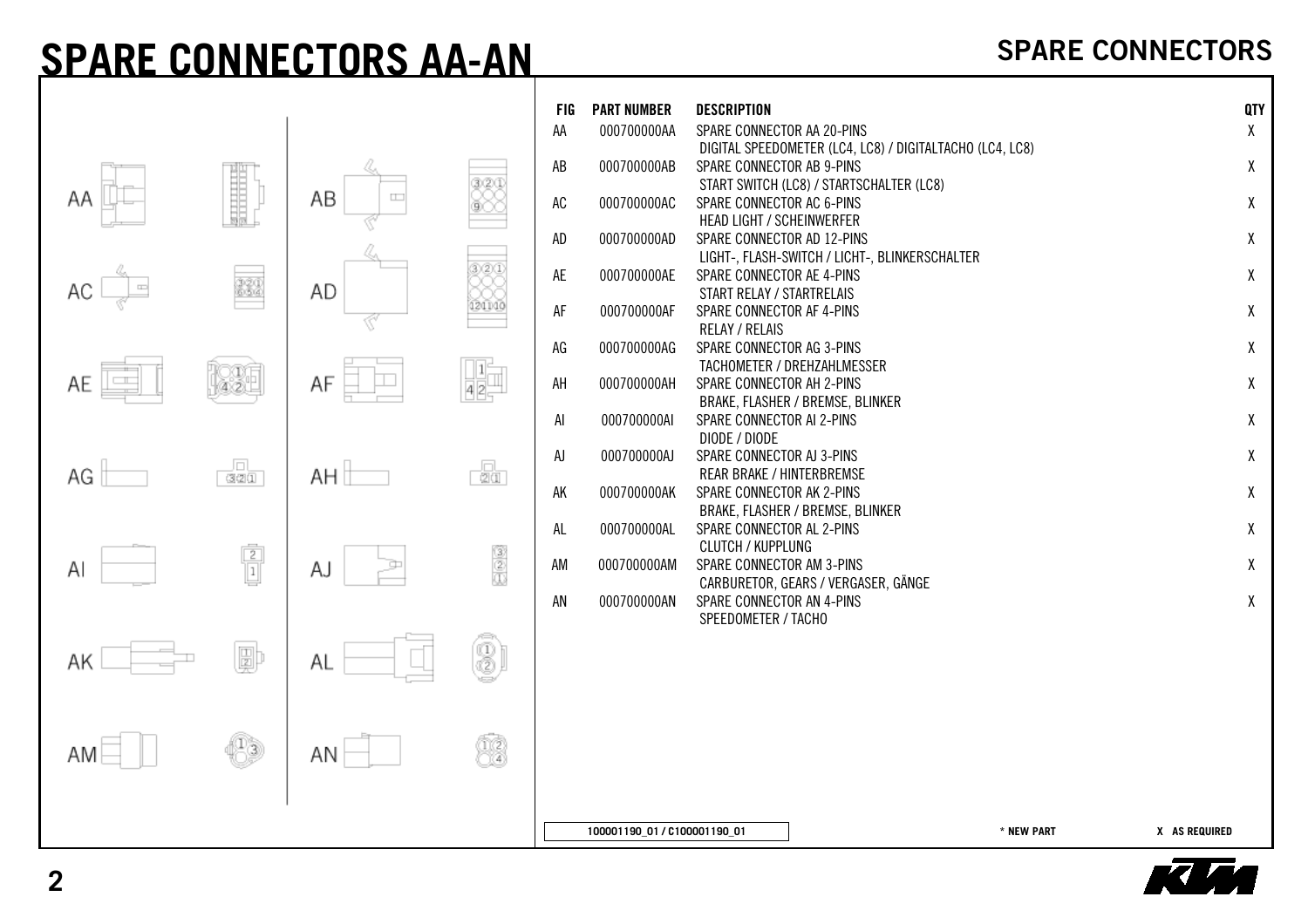# SPARE CONNECTORS AA-AN

| FIG | PART NUMBER | DESCRIPTION | QTY |
|---|---|---|---|
| AA | 000700000AA | SPARE CONNECTOR AA 20-PINS<br>DIGITAL SPEEDOMETER (LC4, LC8) / DIGITALTACHO (LC4, LC8) | X |
| AB | 000700000AB | SPARE CONNECTOR AB 9-PINS<br>START SWITCH (LC8) / STARTSCHALTER (LC8) | X |
| AC | 000700000AC | SPARE CONNECTOR AC 6-PINS<br>HEAD LIGHT / SCHEINWERFER | X |
| AD | 000700000AD | SPARE CONNECTOR AD 12-PINS<br>LIGHT-, FLASH-SWITCH / LICHT-, BLINKERSCHALTER | X |
| AE | 000700000AE | SPARE CONNECTOR AE 4-PINS<br>START RELAY / STARTRELAIS | X |
| AF | 000700000AF | SPARE CONNECTOR AF 4-PINS<br>RELAY / RELAIS | X |
| AG | 000700000AG | SPARE CONNECTOR AG 3-PINS<br>TACHOMETER / DREHZAHLMESSER | X |
| AH | 000700000AH | SPARE CONNECTOR AH 2-PINS<br>BRAKE, FLASHER / BREMSE, BLINKER | X |
| AI | 000700000AI | SPARE CONNECTOR AI 2-PINS<br>DIODE / DIODE | X |
| AJ | 000700000AJ | SPARE CONNECTOR AJ 3-PINS<br>REAR BRAKE / HINTERBREMSE | X |
| AK | 000700000AK | SPARE CONNECTOR AK 2-PINS<br>BRAKE, FLASHER / BREMSE, BLINKER | X |
| AL | 000700000AL | SPARE CONNECTOR AL 2-PINS<br>CLUTCH / KUPPLUNG | X |
| AM | 000700000AM | SPARE CONNECTOR AM 3-PINS<br>CARBURETOR, GEARS / VERGASER, GÄNGE | X |
| AN | 000700000AN | SPARE CONNECTOR AN 4-PINS<br>SPEEDOMETER / TACHO | X |

100001190_01 / C100001190_01

* NEW PART X AS REQUIRED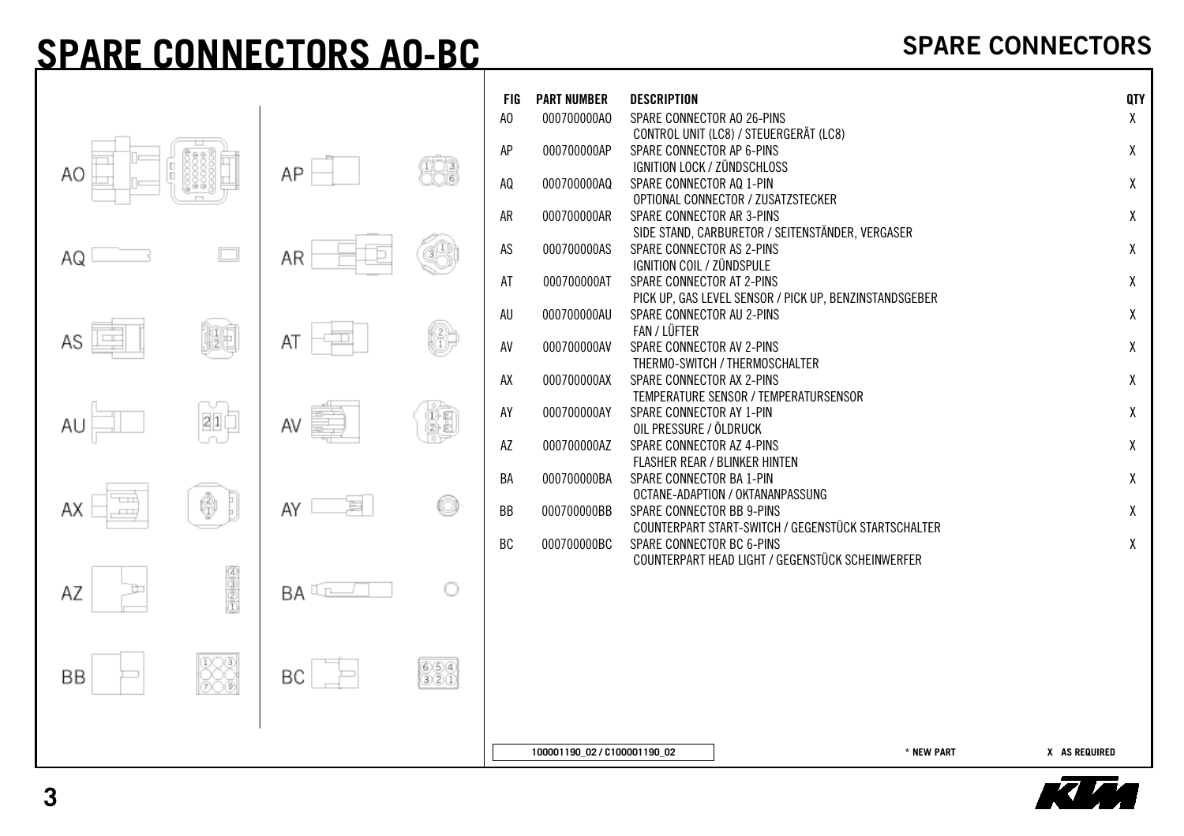# SPARE CONNECTORS AO-BC

## SPARE CONNECTORS

| FIG | PART NUMBER | DESCRIPTION | QTY |
|---|---|---|---|
| AO | 000700000AO | SPARE CONNECTOR AO 26-PINS<br>CONTROL UNIT (LC8) / STEUERGERÄT (LC8) | X |
| AP | 000700000AP | SPARE CONNECTOR AP 6-PINS<br>IGNITION LOCK / ZÜNDSCHLOSS | X |
| AQ | 000700000AQ | SPARE CONNECTOR AQ 1-PIN<br>OPTIONAL CONNECTOR / ZUSATZSTECKER | X |
| AR | 000700000AR | SPARE CONNECTOR AR 3-PINS<br>SIDE STAND, CARBURETOR / SEITENSTÄNDER, VERGASER | X |
| AS | 000700000AS | SPARE CONNECTOR AS 2-PINS<br>IGNITION COIL / ZÜNDSPULE | X |
| AT | 000700000AT | SPARE CONNECTOR AT 2-PINS<br>PICK UP, GAS LEVEL SENSOR / PICK UP, BENZINSTANDSGEBER | X |
| AU | 000700000AU | SPARE CONNECTOR AU 2-PINS<br>FAN / LÜFTER | X |
| AV | 000700000AV | SPARE CONNECTOR AV 2-PINS<br>THERMO-SWITCH / THERMOSCHALTER | X |
| AX | 000700000AX | SPARE CONNECTOR AX 2-PINS<br>TEMPERATURE SENSOR / TEMPERATURSENSOR | X |
| AY | 000700000AY | SPARE CONNECTOR AY 1-PIN<br>OIL PRESSURE / ÖLDRUCK | X |
| AZ | 000700000AZ | SPARE CONNECTOR AZ 4-PINS<br>FLASHER REAR / BLINKER HINTEN | X |
| BA | 000700000BA | SPARE CONNECTOR BA 1-PIN<br>OCTANE-ADAPTION / OKTANANPASSUNG | X |
| BB | 000700000BB | SPARE CONNECTOR BB 9-PINS<br>COUNTERPART START-SWITCH / GEGENSTÜCK STARTSCHALTER | X |
| BC | 000700000BC | SPARE CONNECTOR BC 6-PINS<br>COUNTERPART HEAD LIGHT / GEGENSTÜCK SCHEINWERFER | X |

100001190_02 / C100001190_02

\* NEW PART X AS REQUIRED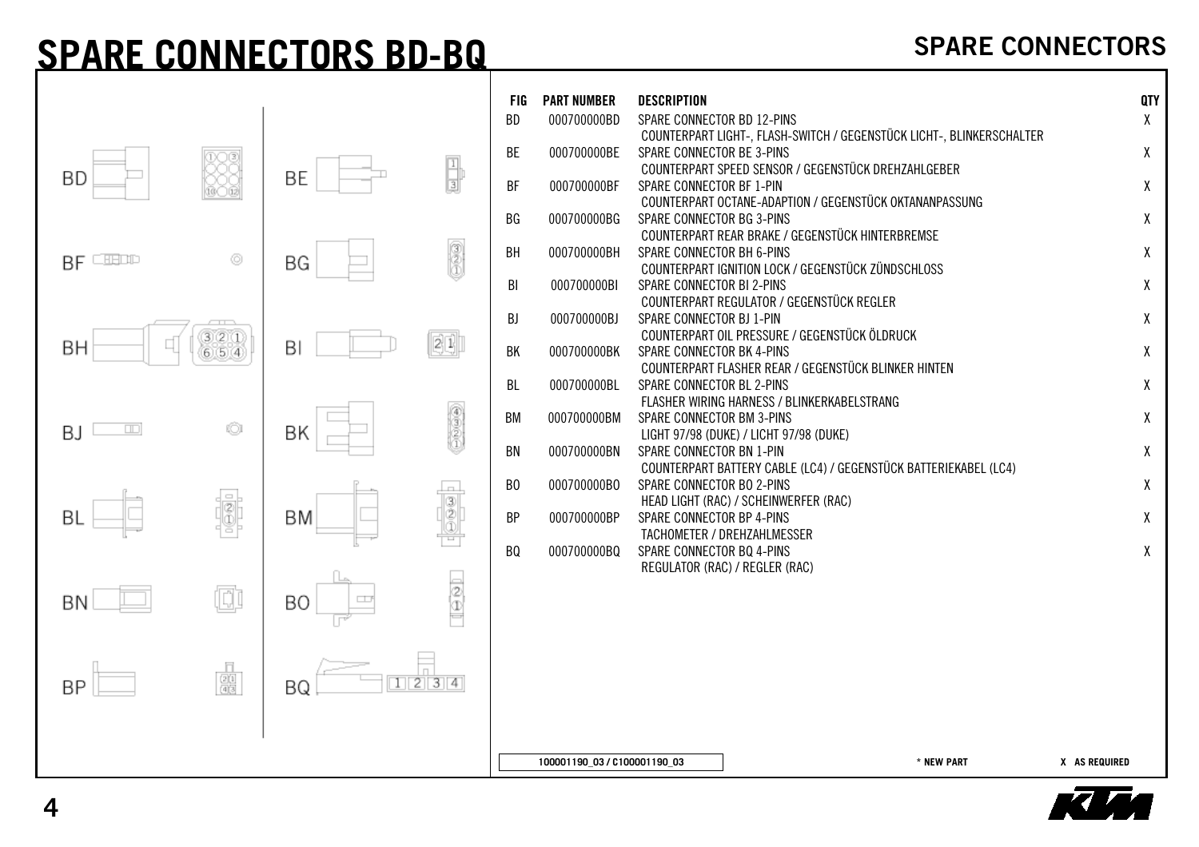# SPARE CONNECTORS BD-BQ

## SPARE CONNECTORS

| FIG | PART NUMBER | DESCRIPTION | QTY |
|---|---|---|---|
| BD | 000700000BD | SPARE CONNECTOR BD 12-PINS<br>COUNTERPART LIGHT-, FLASH-SWITCH / GEGENSTÜCK LICHT-, BLINKERSCHALTER | X |
| BE | 000700000BE | SPARE CONNECTOR BE 3-PINS<br>COUNTERPART SPEED SENSOR / GEGENSTÜCK DREHZAHLGEBER | X |
| BF | 000700000BF | SPARE CONNECTOR BF 1-PIN<br>COUNTERPART OCTANE-ADAPTION / GEGENSTÜCK OKTANANPASSUNG | X |
| BG | 000700000BG | SPARE CONNECTOR BG 3-PINS<br>COUNTERPART REAR BRAKE / GEGENSTÜCK HINTERBREMSE | X |
| BH | 000700000BH | SPARE CONNECTOR BH 6-PINS<br>COUNTERPART IGNITION LOCK / GEGENSTÜCK ZÜNDSCHLOSS | X |
| BI | 000700000BI | SPARE CONNECTOR BI 2-PINS<br>COUNTERPART REGULATOR / GEGENSTÜCK REGLER | X |
| BJ | 000700000BJ | SPARE CONNECTOR BJ 1-PIN<br>COUNTERPART OIL PRESSURE / GEGENSTÜCK ÖLDRUCK | X |
| BK | 000700000BK | SPARE CONNECTOR BK 4-PINS<br>COUNTERPART FLASHER REAR / GEGENSTÜCK BLINKER HINTEN | X |
| BL | 000700000BL | SPARE CONNECTOR BL 2-PINS<br>FLASHER WIRING HARNESS / BLINKERKABELSTRANG | X |
| BM | 000700000BM | SPARE CONNECTOR BM 3-PINS<br>LIGHT 97/98 (DUKE) / LICHT 97/98 (DUKE) | X |
| BN | 000700000BN | SPARE CONNECTOR BN 1-PIN<br>COUNTERPART BATTERY CABLE (LC4) / GEGENSTÜCK BATTERIEKABEL (LC4) | X |
| BO | 000700000BO | SPARE CONNECTOR BO 2-PINS<br>HEAD LIGHT (RAC) / SCHEINWERFER (RAC) | X |
| BP | 000700000BP | SPARE CONNECTOR BP 4-PINS<br>TACHOMETER / DREHZAHLMESSER | X |
| BQ | 000700000BQ | SPARE CONNECTOR BQ 4-PINS<br>REGULATOR (RAC) / REGLER (RAC) | X |

100001190_03 / C100001190_03

* NEW PART

X AS REQUIRED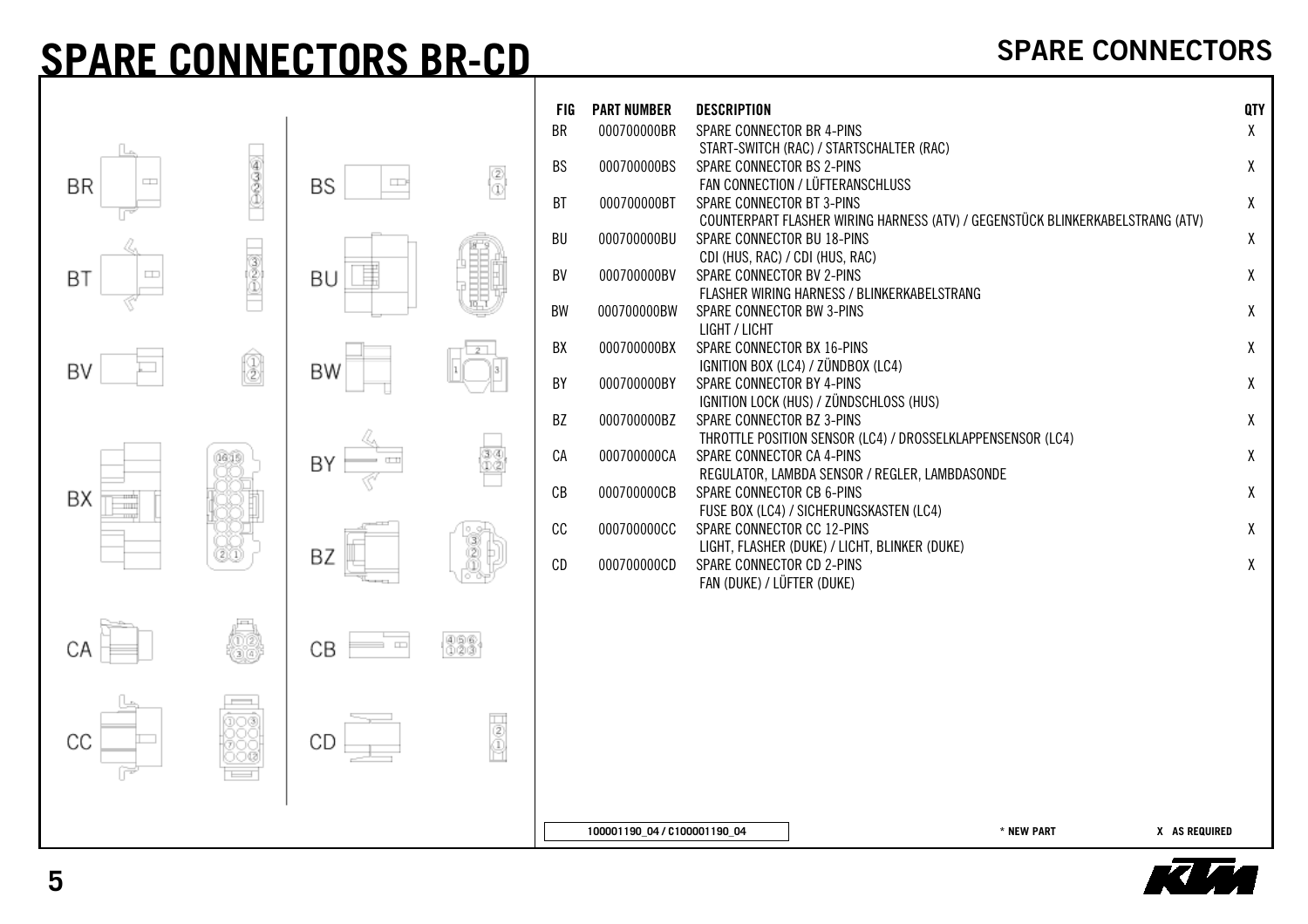# SPARE CONNECTORS BR-CD

## SPARE CONNECTORS

| FIG | PART NUMBER | DESCRIPTION | QTY |
|---|---|---|---|
| BR | 000700000BR | SPARE CONNECTOR BR 4-PINS<br>START-SWITCH (RAC) / STARTSCHALTER (RAC) | X |
| BS | 000700000BS | SPARE CONNECTOR BS 2-PINS<br>FAN CONNECTION / LÜFTERANSCHLUSS | X |
| BT | 000700000BT | SPARE CONNECTOR BT 3-PINS<br>COUNTERPART FLASHER WIRING HARNESS (ATV) / GEGENSTÜCK BLINKERKABELSTRANG (ATV) | X |
| BU | 000700000BU | SPARE CONNECTOR BU 18-PINS<br>CDI (HUS, RAC) / CDI (HUS, RAC) | X |
| BV | 000700000BV | SPARE CONNECTOR BV 2-PINS<br>FLASHER WIRING HARNESS / BLINKERKABELSTRANG | X |
| BW | 000700000BW | SPARE CONNECTOR BW 3-PINS<br>LIGHT / LICHT | X |
| BX | 000700000BX | SPARE CONNECTOR BX 16-PINS<br>IGNITION BOX (LC4) / ZÜNDBOX (LC4) | X |
| BY | 000700000BY | SPARE CONNECTOR BY 4-PINS<br>IGNITION LOCK (HUS) / ZÜNDSCHLOSS (HUS) | X |
| BZ | 000700000BZ | SPARE CONNECTOR BZ 3-PINS<br>THROTTLE POSITION SENSOR (LC4) / DROSSELKLAPPENSENSOR (LC4) | X |
| CA | 000700000CA | SPARE CONNECTOR CA 4-PINS<br>REGULATOR, LAMBDA SENSOR / REGLER, LAMBDASONDE | X |
| CB | 000700000CB | SPARE CONNECTOR CB 6-PINS<br>FUSE BOX (LC4) / SICHERUNGSKASTEN (LC4) | X |
| CC | 000700000CC | SPARE CONNECTOR CC 12-PINS<br>LIGHT, FLASHER (DUKE) / LICHT, BLINKER (DUKE) | X |
| CD | 000700000CD | SPARE CONNECTOR CD 2-PINS<br>FAN (DUKE) / LÜFTER (DUKE) | X |

100001190_04 / C100001190_04

\* NEW PART    X AS REQUIRED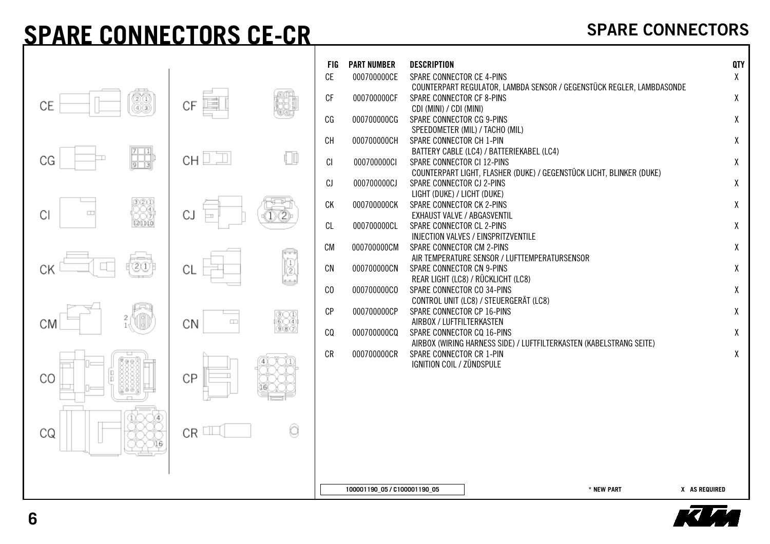# SPARE CONNECTORS CE-CR

## SPARE CONNECTORS

| FIG | PART NUMBER | DESCRIPTION | QTY |
|---|---|---|---|
| CE | 000700000CE | SPARE CONNECTOR CE 4-PINS<br>COUNTERPART REGULATOR, LAMBDA SENSOR / GEGENSTÜCK REGLER, LAMBDASONDE | X |
| CF | 000700000CF | SPARE CONNECTOR CF 8-PINS<br>CDI (MINI) / CDI (MINI) | X |
| CG | 000700000CG | SPARE CONNECTOR CG 9-PINS<br>SPEEDOMETER (MIL) / TACHO (MIL) | X |
| CH | 000700000CH | SPARE CONNECTOR CH 1-PIN<br>BATTERY CABLE (LC4) / BATTERIEKABEL (LC4) | X |
| CI | 000700000CI | SPARE CONNECTOR CI 12-PINS<br>COUNTERPART LIGHT, FLASHER (DUKE) / GEGENSTÜCK LICHT, BLINKER (DUKE) | X |
| CJ | 000700000CJ | SPARE CONNECTOR CJ 2-PINS<br>LIGHT (DUKE) / LICHT (DUKE) | X |
| CK | 000700000CK | SPARE CONNECTOR CK 2-PINS<br>EXHAUST VALVE / ABGASVENTIL | X |
| CL | 000700000CL | SPARE CONNECTOR CL 2-PINS<br>INJECTION VALVES / EINSPRITZVENTILE | X |
| CM | 000700000CM | SPARE CONNECTOR CM 2-PINS<br>AIR TEMPERATURE SENSOR / LUFTTEMPERATURSENSOR | X |
| CN | 000700000CN | SPARE CONNECTOR CN 9-PINS<br>REAR LIGHT (LC8) / RÜCKLICHT (LC8) | X |
| CO | 000700000CO | SPARE CONNECTOR CO 34-PINS<br>CONTROL UNIT (LC8) / STEUERGERÄT (LC8) | X |
| CP | 000700000CP | SPARE CONNECTOR CP 16-PINS<br>AIRBOX / LUFTFILTERKASTEN | X |
| CQ | 000700000CQ | SPARE CONNECTOR CQ 16-PINS<br>AIRBOX (WIRING HARNESS SIDE) / LUFTFILTERKASTEN (KABELSTRANG SEITE) | X |
| CR | 000700000CR | SPARE CONNECTOR CR 1-PIN<br>IGNITION COIL / ZÜNDSPULE | X |

100001190_05 / C100001190_05

\* NEW PART X AS REQUIRED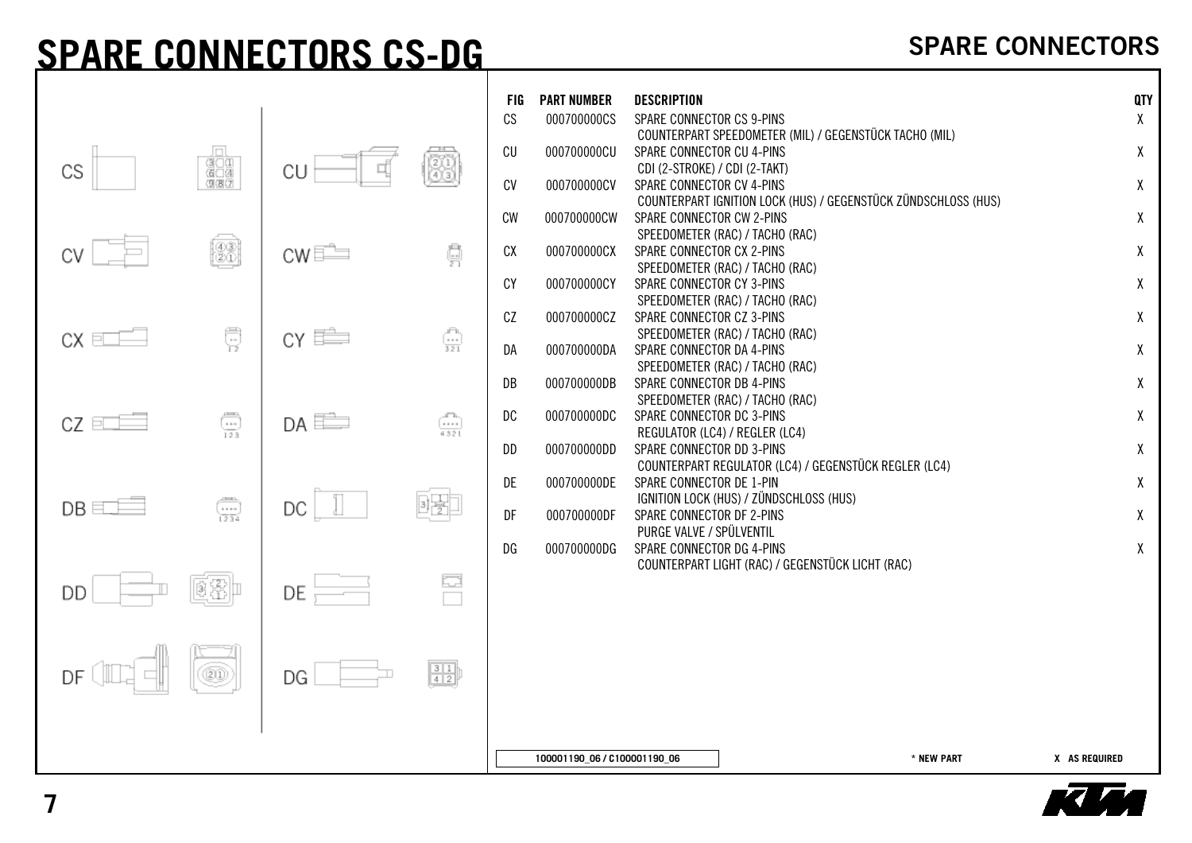# SPARE CONNECTORS CS-DG

| FIG | PART NUMBER | DESCRIPTION | QTY |
|---|---|---|---|
| CS | 000700000CS | SPARE CONNECTOR CS 9-PINS<br>COUNTERPART SPEEDOMETER (MIL) / GEGENSTÜCK TACHO (MIL) | X |
| CU | 000700000CU | SPARE CONNECTOR CU 4-PINS<br>CDI (2-STROKE) / CDI (2-TAKT) | X |
| CV | 000700000CV | SPARE CONNECTOR CV 4-PINS<br>COUNTERPART IGNITION LOCK (HUS) / GEGENSTÜCK ZÜNDSCHLOSS (HUS) | X |
| CW | 000700000CW | SPARE CONNECTOR CW 2-PINS<br>SPEEDOMETER (RAC) / TACHO (RAC) | X |
| CX | 000700000CX | SPARE CONNECTOR CX 2-PINS<br>SPEEDOMETER (RAC) / TACHO (RAC) | X |
| CY | 000700000CY | SPARE CONNECTOR CY 3-PINS<br>SPEEDOMETER (RAC) / TACHO (RAC) | X |
| CZ | 000700000CZ | SPARE CONNECTOR CZ 3-PINS<br>SPEEDOMETER (RAC) / TACHO (RAC) | X |
| DA | 000700000DA | SPARE CONNECTOR DA 4-PINS<br>SPEEDOMETER (RAC) / TACHO (RAC) | X |
| DB | 000700000DB | SPARE CONNECTOR DB 4-PINS<br>SPEEDOMETER (RAC) / TACHO (RAC) | X |
| DC | 000700000DC | SPARE CONNECTOR DC 3-PINS<br>REGULATOR (LC4) / REGLER (LC4) | X |
| DD | 000700000DD | SPARE CONNECTOR DD 3-PINS<br>COUNTERPART REGULATOR (LC4) / GEGENSTÜCK REGLER (LC4) | X |
| DE | 000700000DE | SPARE CONNECTOR DE 1-PIN<br>IGNITION LOCK (HUS) / ZÜNDSCHLOSS (HUS) | X |
| DF | 000700000DF | SPARE CONNECTOR DF 2-PINS<br>PURGE VALVE / SPÜLVENTIL | X |
| DG | 000700000DG | SPARE CONNECTOR DG 4-PINS<br>COUNTERPART LIGHT (RAC) / GEGENSTÜCK LICHT (RAC) | X |

100001190_06 / C100001190_06

\* NEW PART    X AS REQUIRED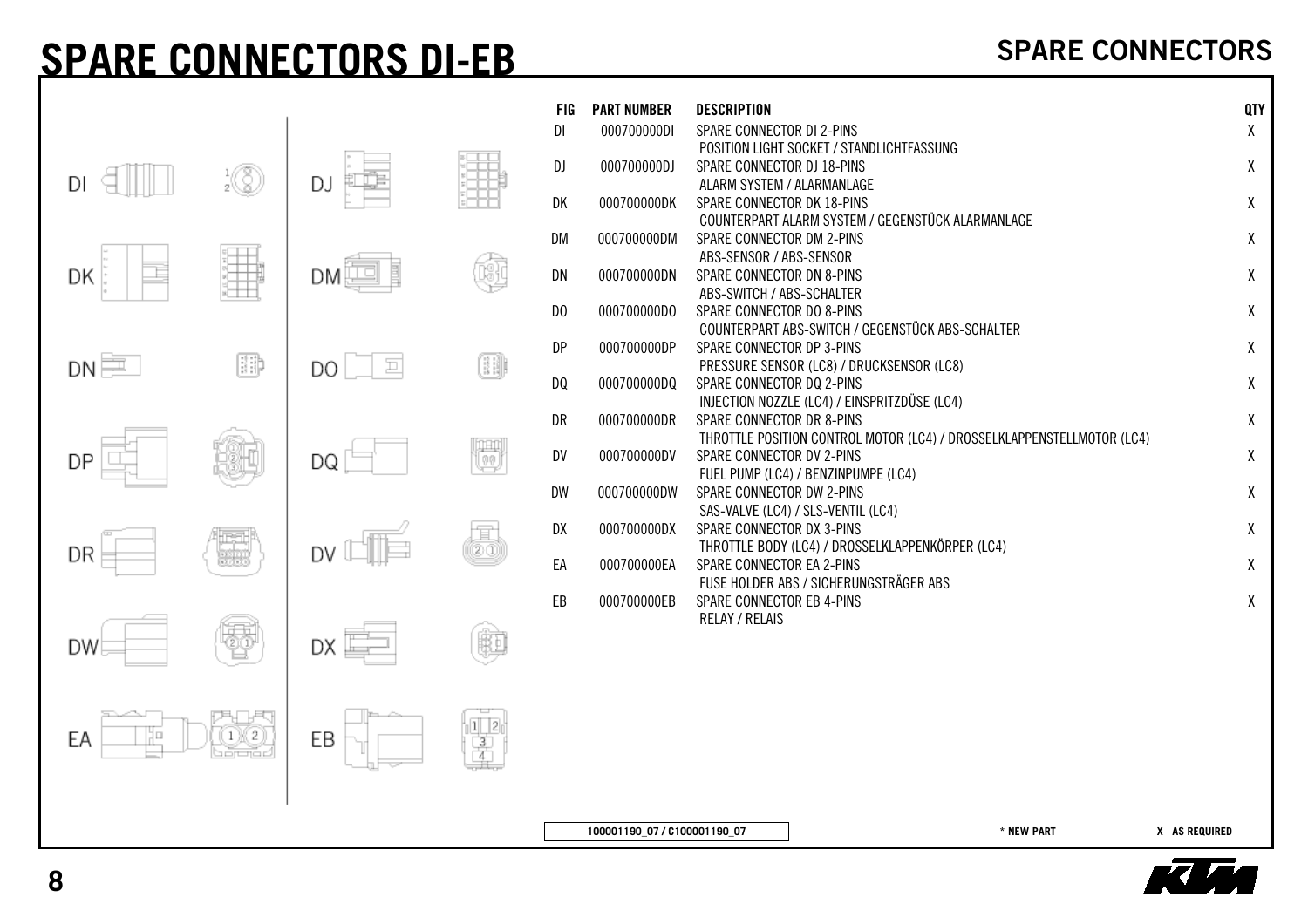# SPARE CONNECTORS DI-EB

## SPARE CONNECTORS

| FIG | PART NUMBER | DESCRIPTION | QTY |
|---|---|---|---|
| DI | 000700000DI | SPARE CONNECTOR DI 2-PINS<br>POSITION LIGHT SOCKET / STANDLICHTFASSUNG | X |
| DJ | 000700000DJ | SPARE CONNECTOR DJ 18-PINS<br>ALARM SYSTEM / ALARMANLAGE | X |
| DK | 000700000DK | SPARE CONNECTOR DK 18-PINS<br>COUNTERPART ALARM SYSTEM / GEGENSTÜCK ALARMANLAGE | X |
| DM | 000700000DM | SPARE CONNECTOR DM 2-PINS<br>ABS-SENSOR / ABS-SENSOR | X |
| DN | 000700000DN | SPARE CONNECTOR DN 8-PINS<br>ABS-SWITCH / ABS-SCHALTER | X |
| DO | 000700000DO | SPARE CONNECTOR DO 8-PINS<br>COUNTERPART ABS-SWITCH / GEGENSTÜCK ABS-SCHALTER | X |
| DP | 000700000DP | SPARE CONNECTOR DP 3-PINS<br>PRESSURE SENSOR (LC8) / DRUCKSENSOR (LC8) | X |
| DQ | 000700000DQ | SPARE CONNECTOR DQ 2-PINS<br>INJECTION NOZZLE (LC4) / EINSPRITZDÜSE (LC4) | X |
| DR | 000700000DR | SPARE CONNECTOR DR 8-PINS<br>THROTTLE POSITION CONTROL MOTOR (LC4) / DROSSELKLAPPENSTELLMOTOR (LC4) | X |
| DV | 000700000DV | SPARE CONNECTOR DV 2-PINS<br>FUEL PUMP (LC4) / BENZINPUMPE (LC4) | X |
| DW | 000700000DW | SPARE CONNECTOR DW 2-PINS<br>SAS-VALVE (LC4) / SLS-VENTIL (LC4) | X |
| DX | 000700000DX | SPARE CONNECTOR DX 3-PINS<br>THROTTLE BODY (LC4) / DROSSELKLAPPENKÖRPER (LC4) | X |
| EA | 000700000EA | SPARE CONNECTOR EA 2-PINS<br>FUSE HOLDER ABS / SICHERUNGSTRÄGER ABS | X |
| EB | 000700000EB | SPARE CONNECTOR EB 4-PINS<br>RELAY / RELAIS | X |

100001190_07 / C100001190_07

* NEW PART

X AS REQUIRED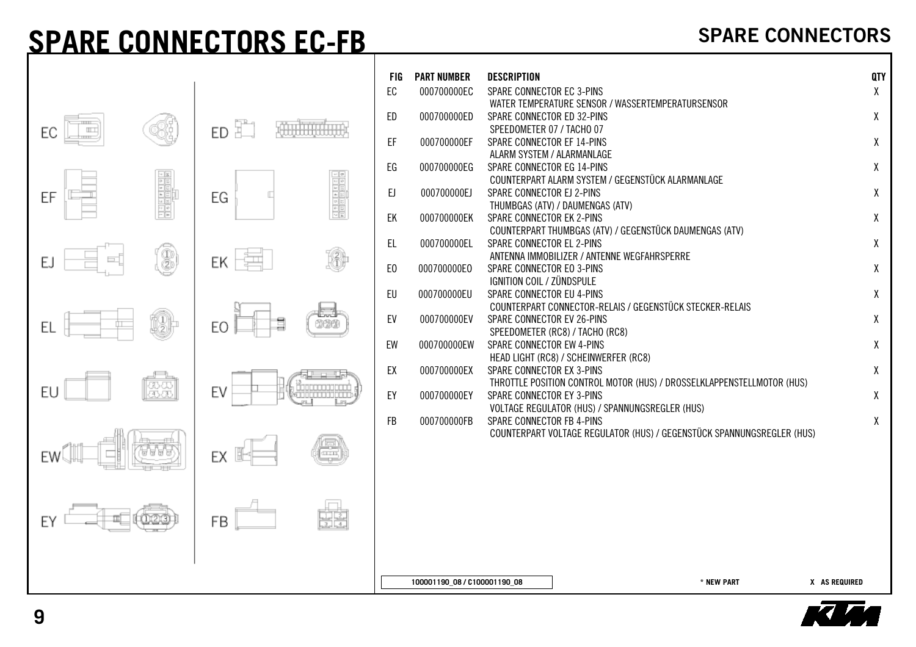# SPARE CONNECTORS EC-FB

| FIG | PART NUMBER | DESCRIPTION | QTY |
|---|---|---|---|
| EC | 000700000EC | SPARE CONNECTOR EC 3-PINS<br>WATER TEMPERATURE SENSOR / WASSERTEMPERATURSENSOR | X |
| ED | 000700000ED | SPARE CONNECTOR ED 32-PINS<br>SPEEDOMETER 07 / TACHO 07 | X |
| EF | 000700000EF | SPARE CONNECTOR EF 14-PINS<br>ALARM SYSTEM / ALARMANLAGE | X |
| EG | 000700000EG | SPARE CONNECTOR EG 14-PINS<br>COUNTERPART ALARM SYSTEM / GEGENSTÜCK ALARMANLAGE | X |
| EJ | 000700000EJ | SPARE CONNECTOR EJ 2-PINS<br>THUMBGAS (ATV) / DAUMENGAS (ATV) | X |
| EK | 000700000EK | SPARE CONNECTOR EK 2-PINS<br>COUNTERPART THUMBGAS (ATV) / GEGENSTÜCK DAUMENGAS (ATV) | X |
| EL | 000700000EL | SPARE CONNECTOR EL 2-PINS<br>ANTENNA IMMOBILIZER / ANTENNE WEGFAHRSPERRE | X |
| EO | 000700000EO | SPARE CONNECTOR EO 3-PINS<br>IGNITION COIL / ZÜNDSPULE | X |
| EU | 000700000EU | SPARE CONNECTOR EU 4-PINS<br>COUNTERPART CONNECTOR-RELAIS / GEGENSTÜCK STECKER-RELAIS | X |
| EV | 000700000EV | SPARE CONNECTOR EV 26-PINS<br>SPEEDOMETER (RC8) / TACHO (RC8) | X |
| EW | 000700000EW | SPARE CONNECTOR EW 4-PINS<br>HEAD LIGHT (RC8) / SCHEINWERFER (RC8) | X |
| EX | 000700000EX | SPARE CONNECTOR EX 3-PINS<br>THROTTLE POSITION CONTROL MOTOR (HUS) / DROSSELKLAPPENSTELLMOTOR (HUS) | X |
| EY | 000700000EY | SPARE CONNECTOR EY 3-PINS<br>VOLTAGE REGULATOR (HUS) / SPANNUNGSREGLER (HUS) | X |
| FB | 000700000FB | SPARE CONNECTOR FB 4-PINS<br>COUNTERPART VOLTAGE REGULATOR (HUS) / GEGENSTÜCK SPANNUNGSREGLER (HUS) | X |

100001190_08 / C100001190_08

* NEW PART    X AS REQUIRED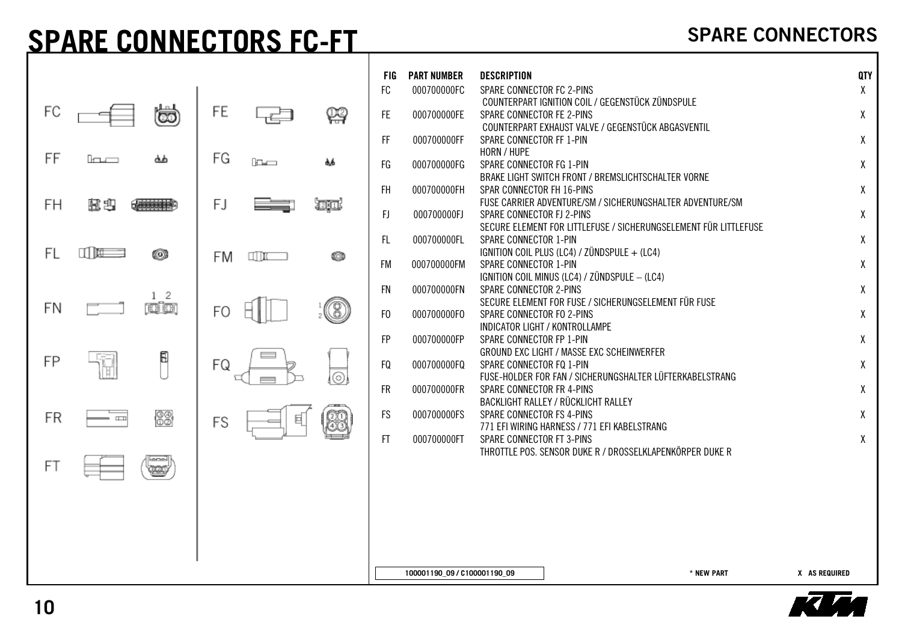# SPARE CONNECTORS FC-FT

| FIG | PART NUMBER | DESCRIPTION | QTY |
|---|---|---|---|
| FC | 000700000FC | SPARE CONNECTOR FC 2-PINS<br>COUNTERPART IGNITION COIL / GEGENSTÜCK ZÜNDSPULE | X |
| FE | 000700000FE | SPARE CONNECTOR FE 2-PINS<br>COUNTERPART EXHAUST VALVE / GEGENSTÜCK ABGASVENTIL | X |
| FF | 000700000FF | SPARE CONNECTOR FF 1-PIN<br>HORN / HUPE | X |
| FG | 000700000FG | SPARE CONNECTOR FG 1-PIN<br>BRAKE LIGHT SWITCH FRONT / BREMSLICHTSCHALTER VORNE | X |
| FH | 000700000FH | SPAR CONNECTOR FH 16-PINS<br>FUSE CARRIER ADVENTURE/SM / SICHERUNGSHALTER ADVENTURE/SM | X |
| FJ | 000700000FJ | SPARE CONNECTOR FJ 2-PINS<br>SECURE ELEMENT FOR LITTLEFUSE / SICHERUNGSELEMENT FÜR LITTLEFUSE | X |
| FL | 000700000FL | SPARE CONNECTOR 1-PIN<br>IGNITION COIL PLUS (LC4) / ZÜNDSPULE + (LC4) | X |
| FM | 000700000FM | SPARE CONNECTOR 1-PIN<br>IGNITION COIL MINUS (LC4) / ZÜNDSPULE – (LC4) | X |
| FN | 000700000FN | SPARE CONNECTOR 2-PINS<br>SECURE ELEMENT FOR FUSE / SICHERUNGSELEMENT FÜR FUSE | X |
| FO | 000700000FO | SPARE CONNECTOR FO 2-PINS<br>INDICATOR LIGHT / KONTROLLAMPE | X |
| FP | 000700000FP | SPARE CONNECTOR FP 1-PIN<br>GROUND EXC LIGHT / MASSE EXC SCHEINWERFER | X |
| FQ | 000700000FQ | SPARE CONNECTOR FQ 1-PIN<br>FUSE-HOLDER FOR FAN / SICHERUNGSHALTER LÜFTERKABELSTRANG | X |
| FR | 000700000FR | SPARE CONNECTOR FR 4-PINS<br>BACKLIGHT RALLEY / RÜCKLICHT RALLEY | X |
| FS | 000700000FS | SPARE CONNECTOR FS 4-PINS<br>771 EFI WIRING HARNESS / 771 EFI KABELSTRANG | X |
| FT | 000700000FT | SPARE CONNECTOR FT 3-PINS<br>THROTTLE POS. SENSOR DUKE R / DROSSELKLAPENKÖRPER DUKE R | X |

100001190_09 / C100001190_09

* NEW PART

X AS REQUIRED